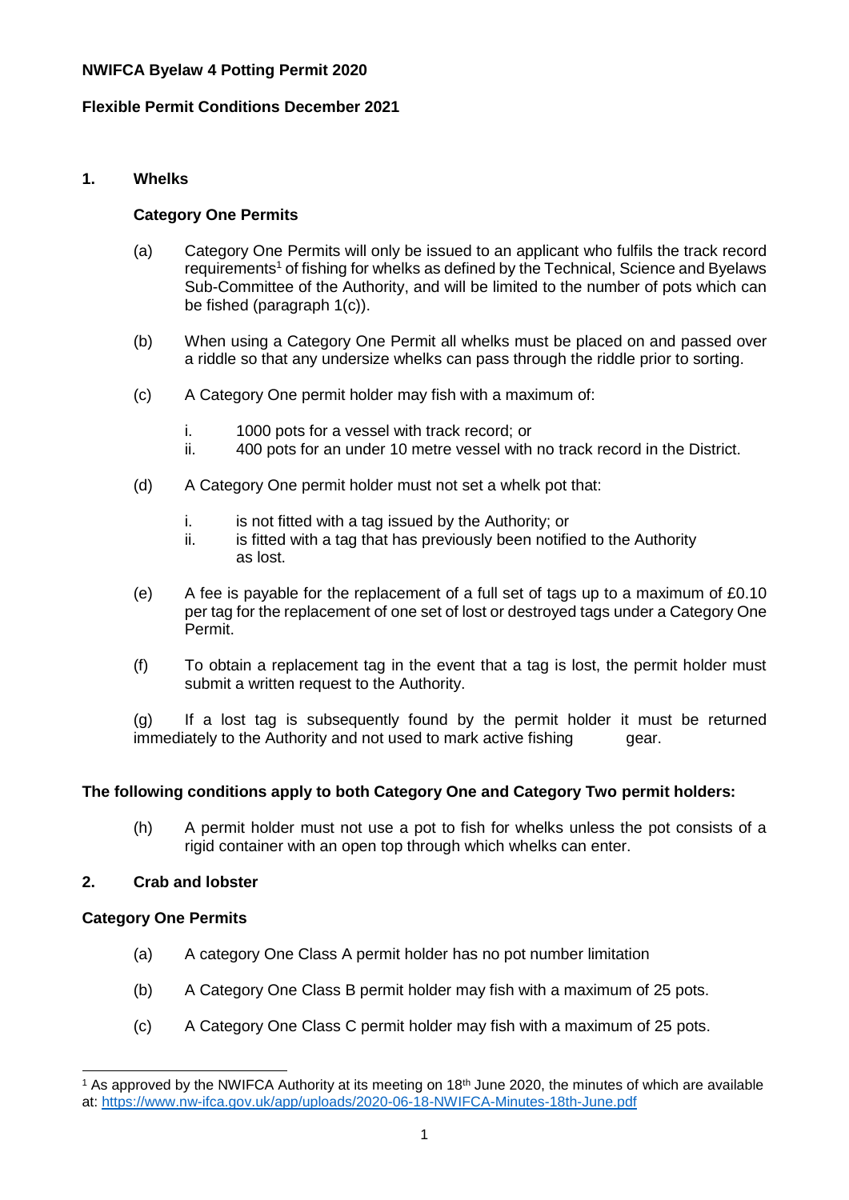**NWIFCA Byelaw 4 Potting Permit 2020**

**Flexible Permit Conditions December 2021**

## 1. Whelks

### Category One Permits

(a) Category One Permits will only be issued to an applicant who fulfils the track record requirements[1] of fishing for whelks as defined by the Technical, Science and Byelaws Sub-Committee of the Authority, and will be limited to the number of pots which can be fished (paragraph 1(c)).

(b) When using a Category One Permit all whelks must be placed on and passed over a riddle so that any undersize whelks can pass through the riddle prior to sorting.

(c) A Category One permit holder may fish with a maximum of:

- i. 1000 pots for a vessel with track record; or
- ii. 400 pots for an under 10 metre vessel with no track record in the District.

(d) A Category One permit holder must not set a whelk pot that:

- i. is not fitted with a tag issued by the Authority; or
- ii. is fitted with a tag that has previously been notified to the Authority as lost.

(e) A fee is payable for the replacement of a full set of tags up to a maximum of £0.10 per tag for the replacement of one set of lost or destroyed tags under a Category One Permit.

(f) To obtain a replacement tag in the event that a tag is lost, the permit holder must submit a written request to the Authority.

(g) If a lost tag is subsequently found by the permit holder it must be returned immediately to the Authority and not used to mark active fishing gear.

**The following conditions apply to both Category One and Category Two permit holders:**

(h) A permit holder must not use a pot to fish for whelks unless the pot consists of a rigid container with an open top through which whelks can enter.

## 2. Crab and lobster

### Category One Permits

(a) A category One Class A permit holder has no pot number limitation

(b) A Category One Class B permit holder may fish with a maximum of 25 pots.

(c) A Category One Class C permit holder may fish with a maximum of 25 pots.

---

[1] As approved by the NWIFCA Authority at its meeting on 18th June 2020, the minutes of which are available at: https://www.nw-ifca.gov.uk/app/uploads/2020-06-18-NWIFCA-Minutes-18th-June.pdf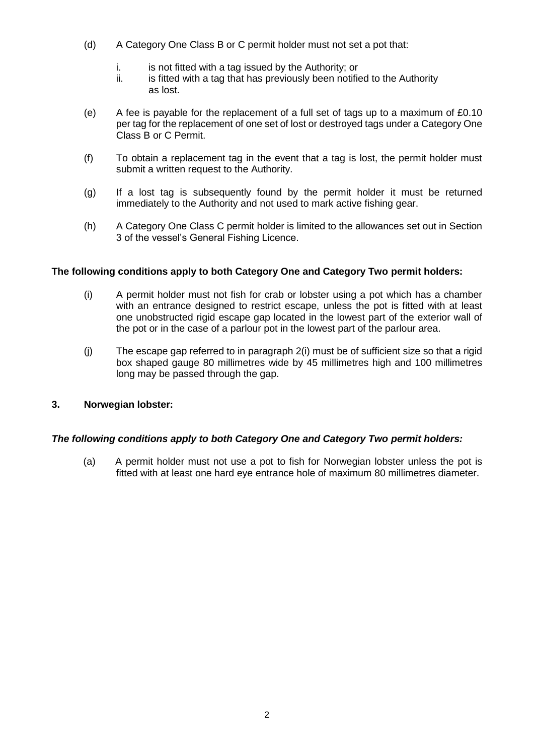(d) A Category One Class B or C permit holder must not set a pot that:

i. is not fitted with a tag issued by the Authority; or
ii. is fitted with a tag that has previously been notified to the Authority as lost.

(e) A fee is payable for the replacement of a full set of tags up to a maximum of £0.10 per tag for the replacement of one set of lost or destroyed tags under a Category One Class B or C Permit.

(f) To obtain a replacement tag in the event that a tag is lost, the permit holder must submit a written request to the Authority.

(g) If a lost tag is subsequently found by the permit holder it must be returned immediately to the Authority and not used to mark active fishing gear.

(h) A Category One Class C permit holder is limited to the allowances set out in Section 3 of the vessel's General Fishing Licence.

**The following conditions apply to both Category One and Category Two permit holders:**

(i) A permit holder must not fish for crab or lobster using a pot which has a chamber with an entrance designed to restrict escape, unless the pot is fitted with at least one unobstructed rigid escape gap located in the lowest part of the exterior wall of the pot or in the case of a parlour pot in the lowest part of the parlour area.

(j) The escape gap referred to in paragraph 2(i) must be of sufficient size so that a rigid box shaped gauge 80 millimetres wide by 45 millimetres high and 100 millimetres long may be passed through the gap.

**3. Norwegian lobster:**

***The following conditions apply to both Category One and Category Two permit holders:***

(a) A permit holder must not use a pot to fish for Norwegian lobster unless the pot is fitted with at least one hard eye entrance hole of maximum 80 millimetres diameter.